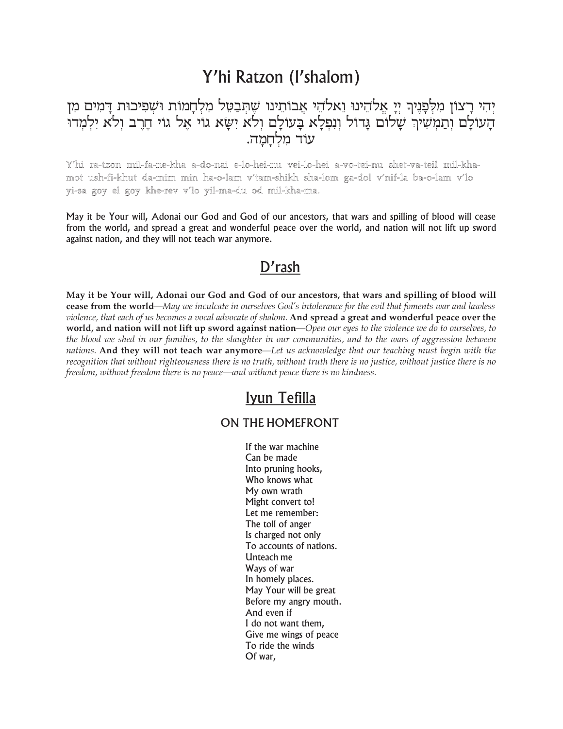# Y'hi Ratzon (l'shalom)

יְהִי רָצוֹן מִלְּפָנֶיךָ יְיָ אֱלֹהֵינוּ וֵאלֹהֵי אֲבוֹתֵינוּ שֶׁתְּבַטֵּל מִלְחָמוֹת וּשְׁפִיכוּת דָּמִים מִן הָעוֹלָם וְתַמְשִׁיךְ שָׁלוֹם גָּדוֹל וְנִפְלָא בָּעוֹלָם וְלֹא יִשָּׂא גוֹי אֶל גוֹי חֶרֶב וְלֹא יִלְמְדוּ עוֹד מִלְחָמָה.

Y'hi ra-tzon mil-fa-ne-kha a-do-nai e-lo-hei-nu vei-lo-hei a-vo-tei-nu shet-va-teil mil-kha-mot ush-fi-khut da-mim min ha-o-lam v'tam-shikh sha-lom ga-dol v'nif-la ba-o-lam v'lo yi-sa goy el goy khe-rev v'lo yil-ma-du od mil-kha-ma.

May it be Your will, Adonai our God and God of our ancestors, that wars and spilling of blood will cease from the world, and spread a great and wonderful peace over the world, and nation will not lift up sword against nation, and they will not teach war anymore.

## D'rash

**May it be Your will, Adonai our God and God of our ancestors, that wars and spilling of blood will cease from the world**—*May we inculcate in ourselves God's intolerance for the evil that foments war and lawless violence, that each of us becomes a vocal advocate of shalom.* **And spread a great and wonderful peace over the world, and nation will not lift up sword against nation**—*Open our eyes to the violence we do to ourselves, to the blood we shed in our families, to the slaughter in our communities, and to the wars of aggression between nations.* **And they will not teach war anymore**—*Let us acknowledge that our teaching must begin with the recognition that without righteousness there is no truth, without truth there is no justice, without justice there is no freedom, without freedom there is no peace—and without peace there is no kindness.*

## Iyun Tefilla

### ON THE HOMEFRONT

If the war machine
Can be made
Into pruning hooks,
Who knows what
My own wrath
Might convert to!
Let me remember:
The toll of anger
Is charged not only
To accounts of nations.
Unteach me
Ways of war
In homely places.
May Your will be great
Before my angry mouth.
And even if
I do not want them,
Give me wings of peace
To ride the winds
Of war,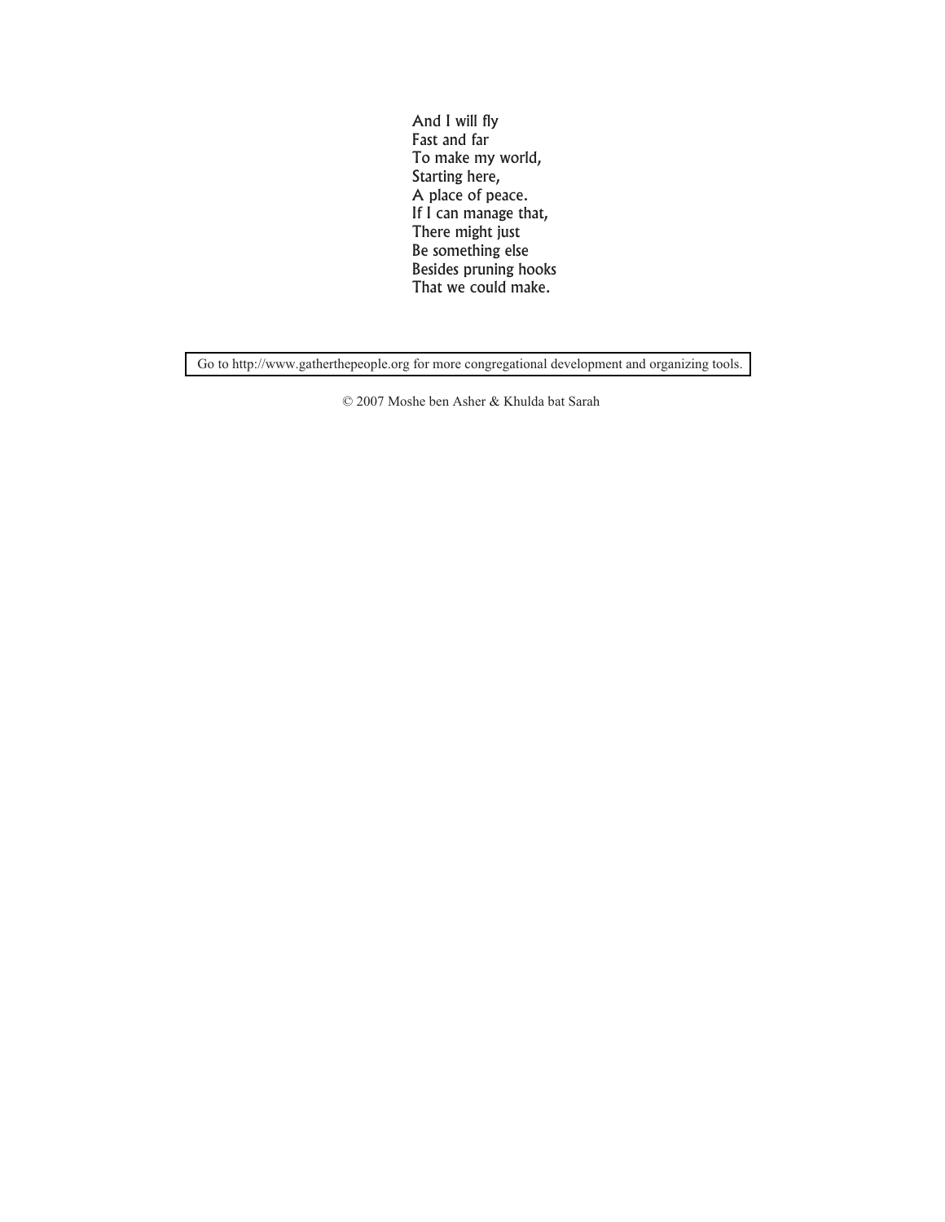And I will fly  
Fast and far  
To make my world,  
Starting here,  
A place of peace.  
If I can manage that,  
There might just  
Be something else  
Besides pruning hooks  
That we could make.

Go to http://www.gatherthepeople.org for more congregational development and organizing tools.

© 2007 Moshe ben Asher & Khulda bat Sarah